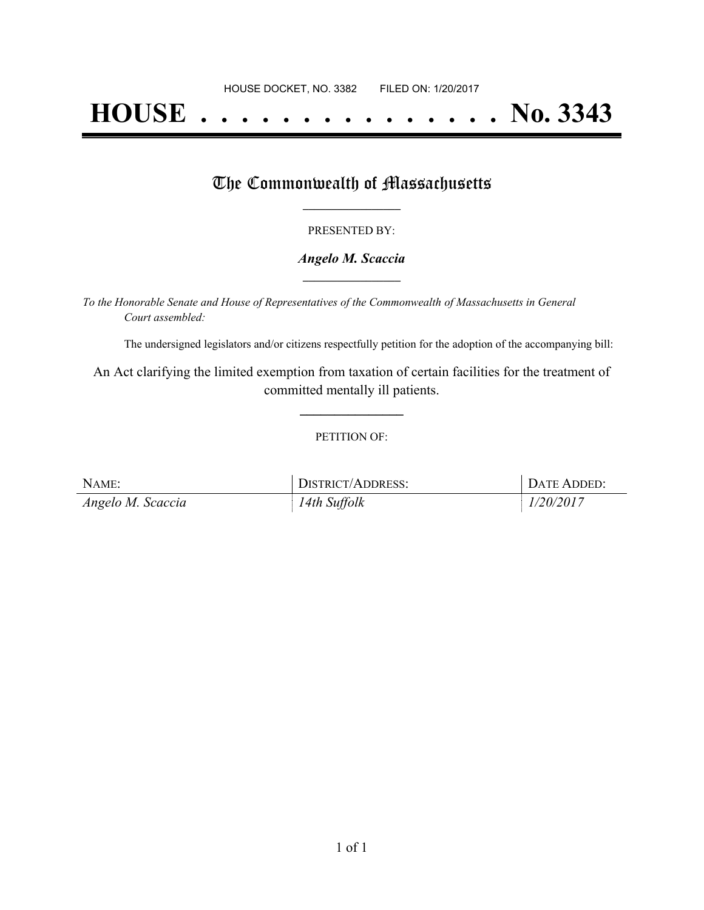HOUSE DOCKET, NO. 3382 FILED ON: 1/20/2017

# HOUSE . . . . . . . . . . . . . . . No. 3343

## The Commonwealth of Massachusetts

PRESENTED BY:

***Angelo M. Scaccia***

*To the Honorable Senate and House of Representatives of the Commonwealth of Massachusetts in General Court assembled:*

The undersigned legislators and/or citizens respectfully petition for the adoption of the accompanying bill:

An Act clarifying the limited exemption from taxation of certain facilities for the treatment of committed mentally ill patients.

PETITION OF:

| NAME: | DISTRICT/ADDRESS: | DATE ADDED: |
| --- | --- | --- |
| *Angelo M. Scaccia* | *14th Suffolk* | *1/20/2017* |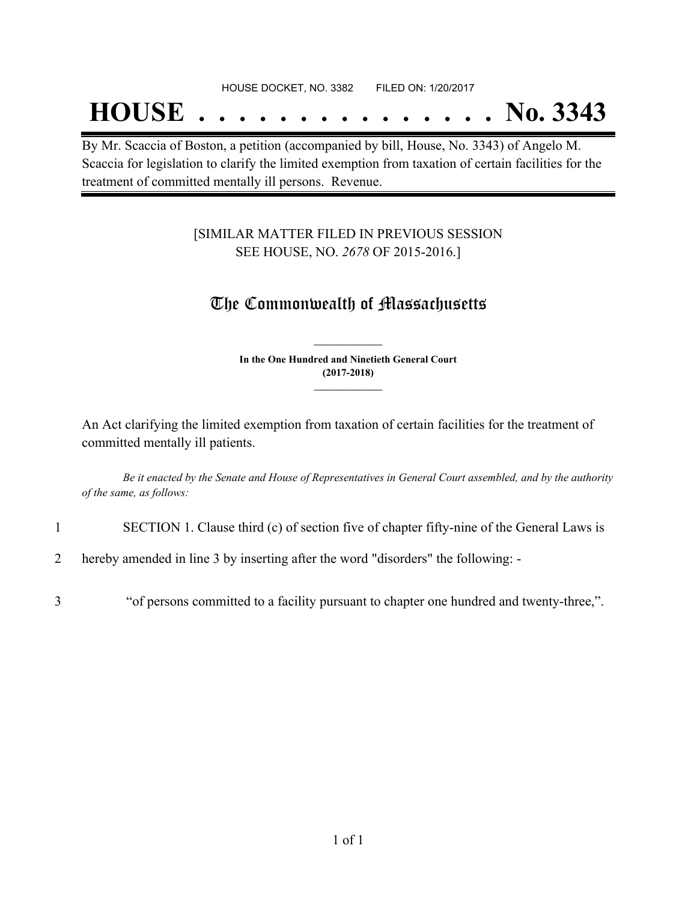HOUSE DOCKET, NO. 3382 FILED ON: 1/20/2017

# HOUSE . . . . . . . . . . . . . . . No. 3343

By Mr. Scaccia of Boston, a petition (accompanied by bill, House, No. 3343) of Angelo M. Scaccia for legislation to clarify the limited exemption from taxation of certain facilities for the treatment of committed mentally ill persons. Revenue.

[SIMILAR MATTER FILED IN PREVIOUS SESSION
SEE HOUSE, NO. *2678* OF 2015-2016.]

## The Commonwealth of Massachusetts

**In the One Hundred and Ninetieth General Court**
**(2017-2018)**

An Act clarifying the limited exemption from taxation of certain facilities for the treatment of committed mentally ill patients.

*Be it enacted by the Senate and House of Representatives in General Court assembled, and by the authority of the same, as follows:*

1 SECTION 1. Clause third (c) of section five of chapter fifty-nine of the General Laws is

2 hereby amended in line 3 by inserting after the word "disorders" the following: -

3 "of persons committed to a facility pursuant to chapter one hundred and twenty-three,".